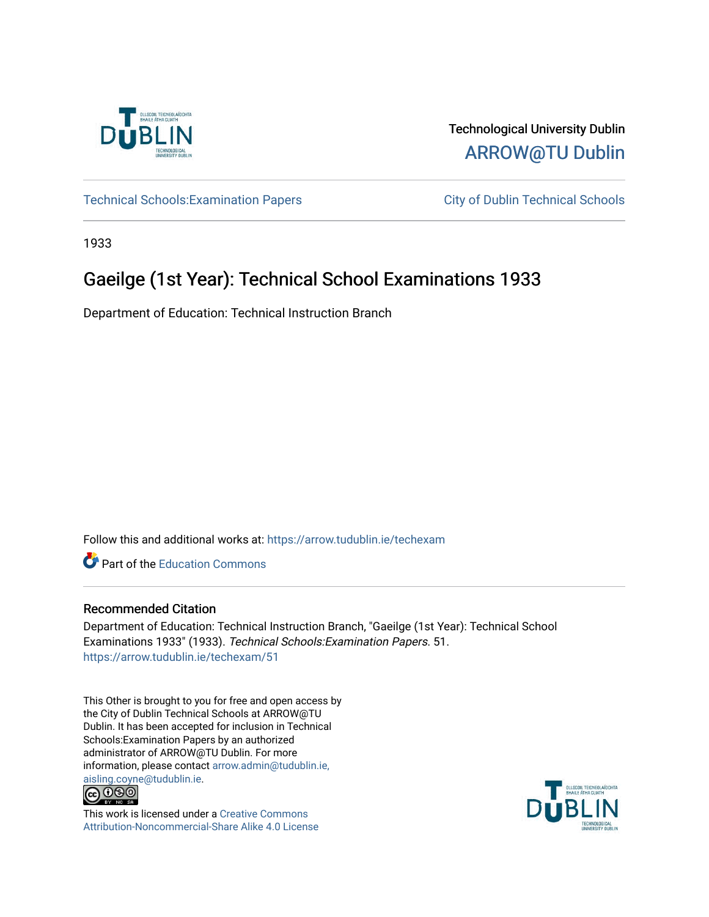Technological University Dublin

ARROW@TU Dublin

Technical Schools:Examination Papers

City of Dublin Technical Schools

1933

# Gaeilge (1st Year): Technical School Examinations 1933

Department of Education: Technical Instruction Branch

Follow this and additional works at: https://arrow.tudublin.ie/techexam

Part of the Education Commons

## Recommended Citation

Department of Education: Technical Instruction Branch, "Gaeilge (1st Year): Technical School Examinations 1933" (1933). *Technical Schools:Examination Papers*. 51.
https://arrow.tudublin.ie/techexam/51

This Other is brought to you for free and open access by the City of Dublin Technical Schools at ARROW@TU Dublin. It has been accepted for inclusion in Technical Schools:Examination Papers by an authorized administrator of ARROW@TU Dublin. For more information, please contact arrow.admin@tudublin.ie, aisling.coyne@tudublin.ie.

This work is licensed under a Creative Commons Attribution-Noncommercial-Share Alike 4.0 License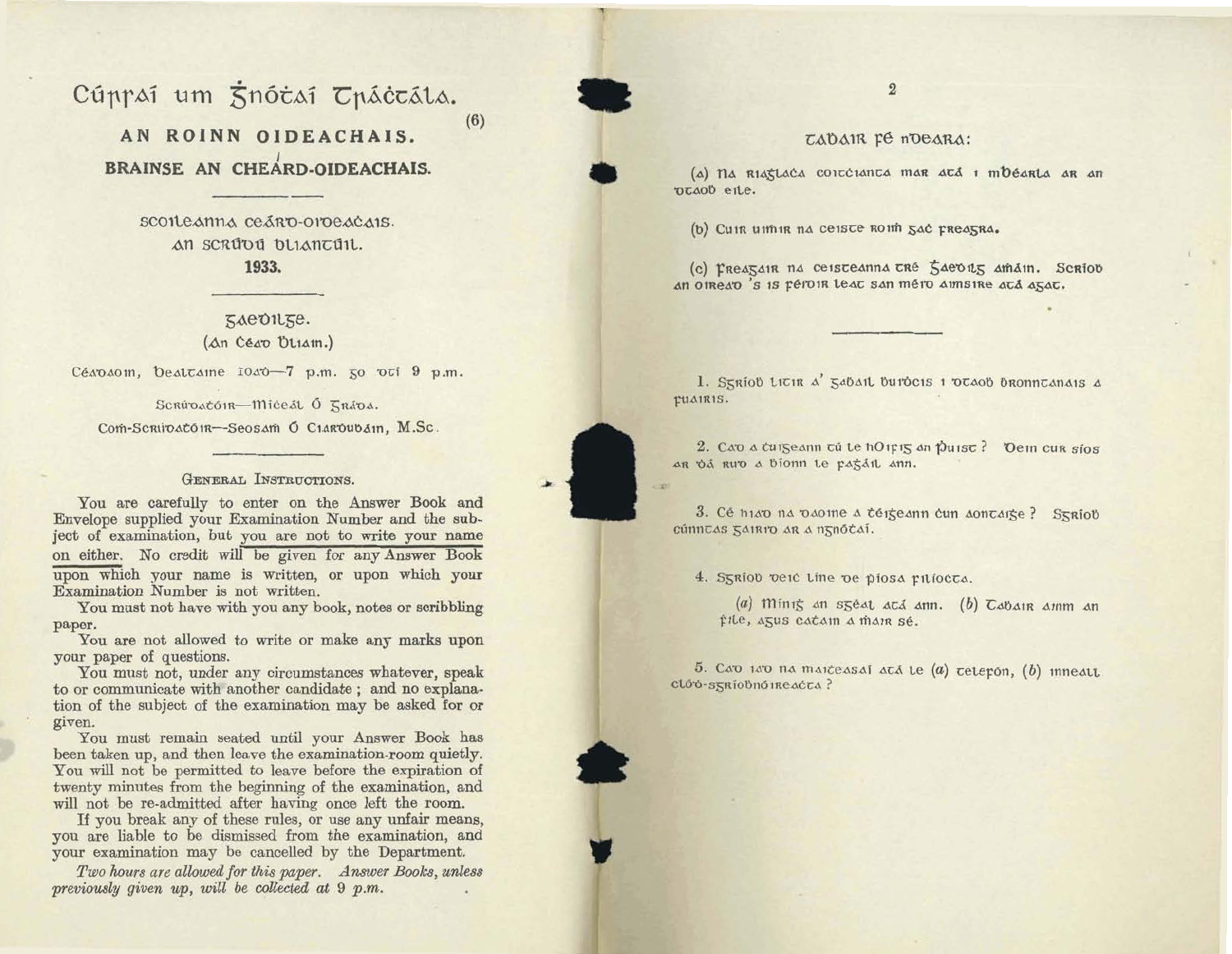# Cúrsaí um Ġnóṫaí Tráċtála.

(6)

## AN ROINN OIDEACHAIS.

## BRAINSE AN CHEÁRD-OIDEACHAIS.

---

SCOILEANNA CEÁRD-OIDEAĊAIS.

AN SCRÚDÚ BLIANTÚIL.

**1933.**

---

ĠAEDILGE.

(An Ċéad Blian.)

Céadaoin, Bealtaine 10adh—7 p.m. go dtí 9 p.m.

Scrúdaċóir—Miċeál Ó Gráda.

Cóm-Scrúdaċóir—Seosamh Ó Ciarḋubáin, M.Sc.

---

GENERAL INSTRUCTIONS.

You are carefully to enter on the Answer Book and Envelope supplied your Examination Number and the subject of examination, but you are not to write your name on either. No credit will be given for any Answer Book upon which your name is written, or upon which your Examination Number is not written.

You must not have with you any book, notes or scribbling paper.

You are not allowed to write or make any marks upon your paper of questions.

You must not, under any circumstances whatever, speak to or communicate with another candidate; and no explanation of the subject of the examination may be asked for or given.

You must remain seated until your Answer Book has been taken up, and then leave the examination-room quietly. You will not be permitted to leave before the expiration of twenty minutes from the beginning of the examination, and will not be re-admitted after having once left the room.

If you break any of these rules, or use any unfair means, you are liable to be dismissed from the examination, and your examination may be cancelled by the Department.

*Two hours are allowed for this paper. Answer Books, unless previously given up, will be collected at 9 p.m.*

TABAIR FÉ nDEARA:

(a) Na rialaċa coitċianta mar atá i mBéarla ar an dtaob eile.

(b) Cuir uimhir na ceiste roimh gaċ freagra.

(c) Freagair na ceisteanna tré Ġaedilg amháin. Scríobh an oiread 's is féidir leat san méid aimsire atá agat.

---

1. Sgríobh litir a' gabháil buíoċis i dtaobh bronntanais a fuairis.

2. Cad a ṫuigeann tú le hOifig an Ṗuist? Dein cur síos ar dhá rud a bíonn le fagáil ann.

3. Cé hiad na daoine a ṫéigeann ċun aontaige? Sgríobh cúntas gairid ar a ngnóṫaí.

4. Sgríobh deiċ líne de píosa filíochta.

   (a) Mínig an sgéal atá ann. (b) Tabair ainm an fíle, agus caṫain a mhair sé.

5. Cad iad na maiṫeasaí atá le (a) telefón, (b) inneall clóḋ-sgríobhnóireaċta?